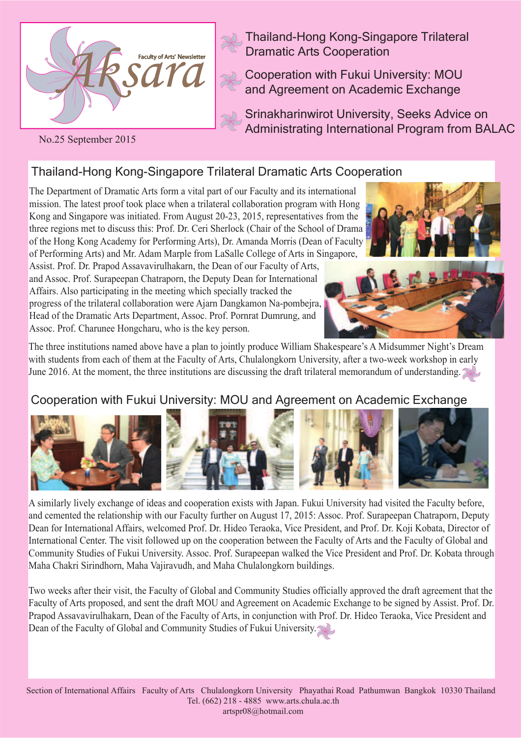# Aksara

Faculty of Arts' Newsletter

No.25 September 2015

- Thailand-Hong Kong-Singapore Trilateral Dramatic Arts Cooperation
- Cooperation with Fukui University: MOU and Agreement on Academic Exchange
- Srinakharinwirot University, Seeks Advice on Administrating International Program from BALAC

## Thailand-Hong Kong-Singapore Trilateral Dramatic Arts Cooperation

The Department of Dramatic Arts form a vital part of our Faculty and its international mission. The latest proof took place when a trilateral collaboration program with Hong Kong and Singapore was initiated. From August 20-23, 2015, representatives from the three regions met to discuss this: Prof. Dr. Ceri Sherlock (Chair of the School of Drama of the Hong Kong Academy for Performing Arts), Dr. Amanda Morris (Dean of Faculty of Performing Arts) and Mr. Adam Marple from LaSalle College of Arts in Singapore, Assist. Prof. Dr. Prapod Assavavirulhakarn, the Dean of our Faculty of Arts, and Assoc. Prof. Surapeepan Chatraporn, the Deputy Dean for International Affairs. Also participating in the meeting which specially tracked the progress of the trilateral collaboration were Ajarn Dangkamon Na-pombejra, Head of the Dramatic Arts Department, Assoc. Prof. Pornrat Dumrung, and Assoc. Prof. Charunee Hongcharu, who is the key person.

The three institutions named above have a plan to jointly produce William Shakespeare's A Midsummer Night's Dream with students from each of them at the Faculty of Arts, Chulalongkorn University, after a two-week workshop in early June 2016. At the moment, the three institutions are discussing the draft trilateral memorandum of understanding.

## Cooperation with Fukui University: MOU and Agreement on Academic Exchange

A similarly lively exchange of ideas and cooperation exists with Japan. Fukui University had visited the Faculty before, and cemented the relationship with our Faculty further on August 17, 2015: Assoc. Prof. Surapeepan Chatraporn, Deputy Dean for International Affairs, welcomed Prof. Dr. Hideo Teraoka, Vice President, and Prof. Dr. Koji Kobata, Director of International Center. The visit followed up on the cooperation between the Faculty of Arts and the Faculty of Global and Community Studies of Fukui University. Assoc. Prof. Surapeepan walked the Vice President and Prof. Dr. Kobata through Maha Chakri Sirindhorn, Maha Vajiravudh, and Maha Chulalongkorn buildings.

Two weeks after their visit, the Faculty of Global and Community Studies officially approved the draft agreement that the Faculty of Arts proposed, and sent the draft MOU and Agreement on Academic Exchange to be signed by Assist. Prof. Dr. Prapod Assavavirulhakarn, Dean of the Faculty of Arts, in conjunction with Prof. Dr. Hideo Teraoka, Vice President and Dean of the Faculty of Global and Community Studies of Fukui University.

Section of International Affairs Faculty of Arts Chulalongkorn University Phayathai Road Pathumwan Bangkok 10330 Thailand
Tel. (662) 218 - 4885 www.arts.chula.ac.th
artspr08@hotmail.com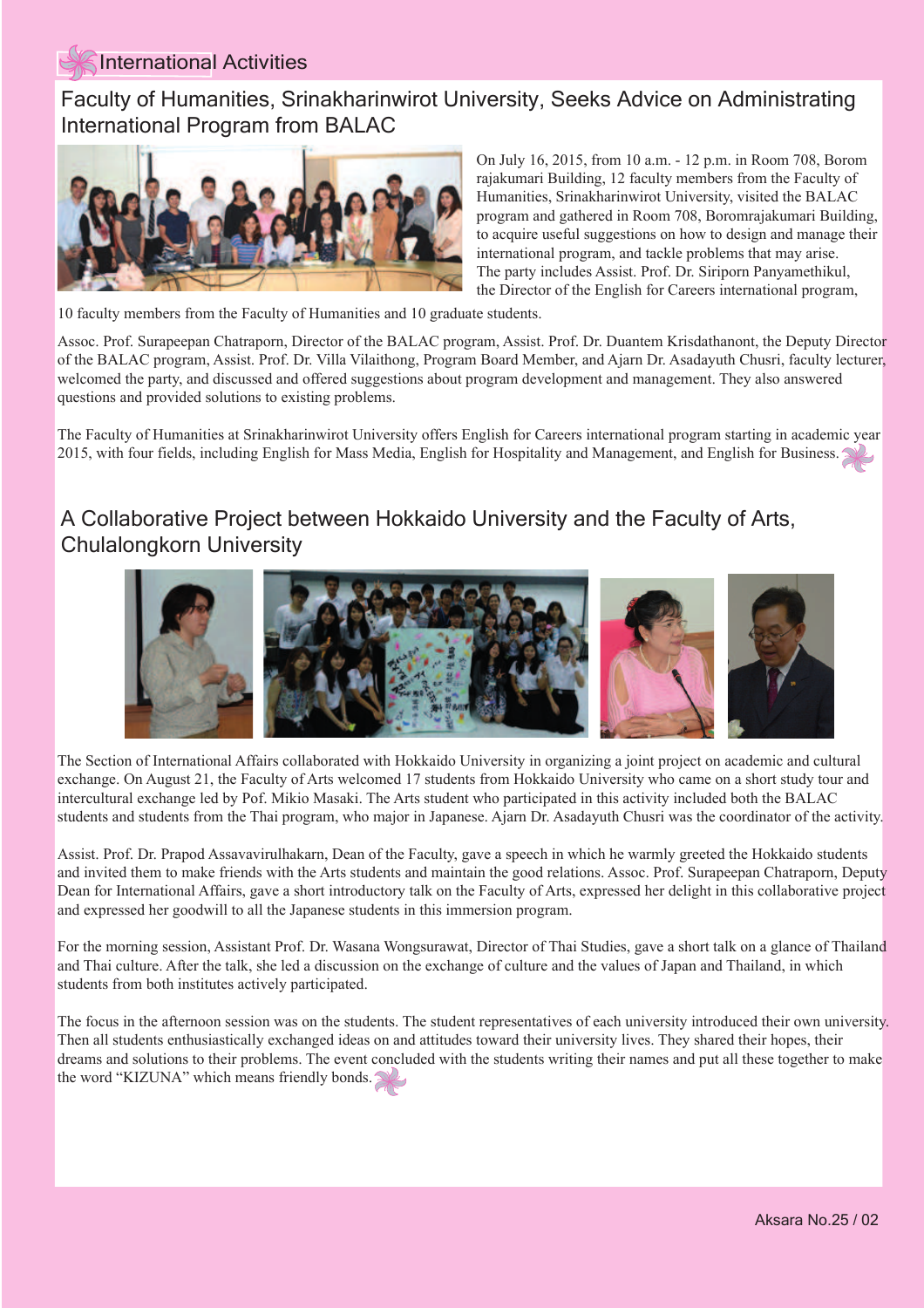## International Activities

# Faculty of Humanities, Srinakharinwirot University, Seeks Advice on Administrating International Program from BALAC

On July 16, 2015, from 10 a.m. - 12 p.m. in Room 708, Boromrajakumari Building, 12 faculty members from the Faculty of Humanities, Srinakharinwirot University, visited the BALAC program and gathered in Room 708, Boromrajakumari Building, to acquire useful suggestions on how to design and manage their international program, and tackle problems that may arise. The party includes Assist. Prof. Dr. Siriporn Panyamethikul, the Director of the English for Careers international program, 10 faculty members from the Faculty of Humanities and 10 graduate students.

Assoc. Prof. Surapeepan Chatraporn, Director of the BALAC program, Assist. Prof. Dr. Duantem Krisdathanont, the Deputy Director of the BALAC program, Assist. Prof. Dr. Villa Vilaithong, Program Board Member, and Ajarn Dr. Asadayuth Chusri, faculty lecturer, welcomed the party, and discussed and offered suggestions about program development and management. They also answered questions and provided solutions to existing problems.

The Faculty of Humanities at Srinakharinwirot University offers English for Careers international program starting in academic year 2015, with four fields, including English for Mass Media, English for Hospitality and Management, and English for Business.

# A Collaborative Project between Hokkaido University and the Faculty of Arts, Chulalongkorn University

The Section of International Affairs collaborated with Hokkaido University in organizing a joint project on academic and cultural exchange. On August 21, the Faculty of Arts welcomed 17 students from Hokkaido University who came on a short study tour and intercultural exchange led by Pof. Mikio Masaki. The Arts student who participated in this activity included both the BALAC students and students from the Thai program, who major in Japanese. Ajarn Dr. Asadayuth Chusri was the coordinator of the activity.

Assist. Prof. Dr. Prapod Assavavirulhakarn, Dean of the Faculty, gave a speech in which he warmly greeted the Hokkaido students and invited them to make friends with the Arts students and maintain the good relations. Assoc. Prof. Surapeepan Chatraporn, Deputy Dean for International Affairs, gave a short introductory talk on the Faculty of Arts, expressed her delight in this collaborative project and expressed her goodwill to all the Japanese students in this immersion program.

For the morning session, Assistant Prof. Dr. Wasana Wongsurawat, Director of Thai Studies, gave a short talk on a glance of Thailand and Thai culture. After the talk, she led a discussion on the exchange of culture and the values of Japan and Thailand, in which students from both institutes actively participated.

The focus in the afternoon session was on the students. The student representatives of each university introduced their own university. Then all students enthusiastically exchanged ideas on and attitudes toward their university lives. They shared their hopes, their dreams and solutions to their problems. The event concluded with the students writing their names and put all these together to make the word "KIZUNA" which means friendly bonds.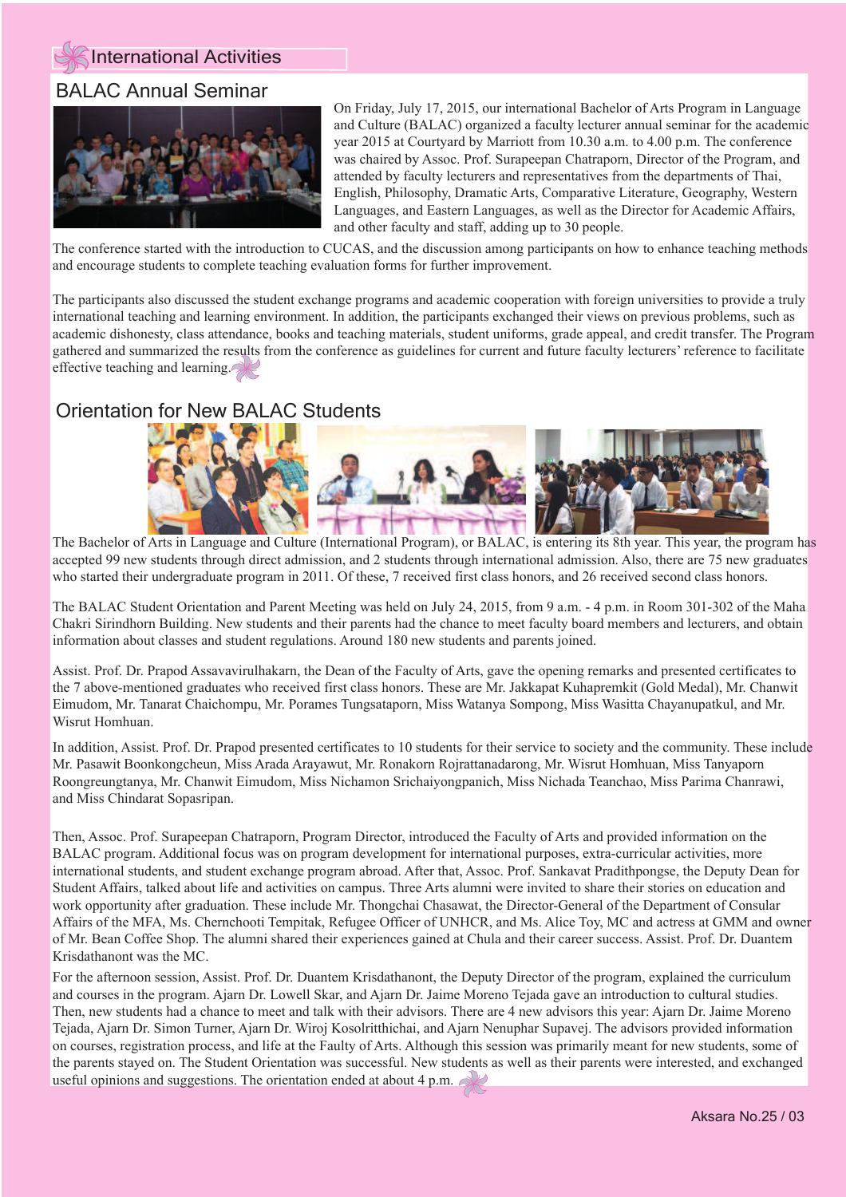## International Activities

### BALAC Annual Seminar

On Friday, July 17, 2015, our international Bachelor of Arts Program in Language and Culture (BALAC) organized a faculty lecturer annual seminar for the academic year 2015 at Courtyard by Marriott from 10.30 a.m. to 4.00 p.m. The conference was chaired by Assoc. Prof. Surapeepan Chatraporn, Director of the Program, and attended by faculty lecturers and representatives from the departments of Thai, English, Philosophy, Dramatic Arts, Comparative Literature, Geography, Western Languages, and Eastern Languages, as well as the Director for Academic Affairs, and other faculty and staff, adding up to 30 people.

The conference started with the introduction to CUCAS, and the discussion among participants on how to enhance teaching methods and encourage students to complete teaching evaluation forms for further improvement.

The participants also discussed the student exchange programs and academic cooperation with foreign universities to provide a truly international teaching and learning environment. In addition, the participants exchanged their views on previous problems, such as academic dishonesty, class attendance, books and teaching materials, student uniforms, grade appeal, and credit transfer. The Program gathered and summarized the results from the conference as guidelines for current and future faculty lecturers' reference to facilitate effective teaching and learning.

### Orientation for New BALAC Students

The Bachelor of Arts in Language and Culture (International Program), or BALAC, is entering its 8th year. This year, the program has accepted 99 new students through direct admission, and 2 students through international admission. Also, there are 75 new graduates who started their undergraduate program in 2011. Of these, 7 received first class honors, and 26 received second class honors.

The BALAC Student Orientation and Parent Meeting was held on July 24, 2015, from 9 a.m. - 4 p.m. in Room 301-302 of the Maha Chakri Sirindhorn Building. New students and their parents had the chance to meet faculty board members and lecturers, and obtain information about classes and student regulations. Around 180 new students and parents joined.

Assist. Prof. Dr. Prapod Assavavirulhakarn, the Dean of the Faculty of Arts, gave the opening remarks and presented certificates to the 7 above-mentioned graduates who received first class honors. These are Mr. Jakkapat Kuhapremkit (Gold Medal), Mr. Chanwit Eimudom, Mr. Tanarat Chaichompu, Mr. Porames Tungsataporn, Miss Watanya Sompong, Miss Wasitta Chayanupatkul, and Mr. Wisrut Homhuan.

In addition, Assist. Prof. Dr. Prapod presented certificates to 10 students for their service to society and the community. These include Mr. Pasawit Boonkongcheun, Miss Arada Arayawut, Mr. Ronakorn Rojrattanadarong, Mr. Wisrut Homhuan, Miss Tanyaporn Roongreungtanya, Mr. Chanwit Eimudom, Miss Nichamon Srichaiyongpanich, Miss Nichada Teanchao, Miss Parima Chanrawi, and Miss Chindarat Sopasripan.

Then, Assoc. Prof. Surapeepan Chatraporn, Program Director, introduced the Faculty of Arts and provided information on the BALAC program. Additional focus was on program development for international purposes, extra-curricular activities, more international students, and student exchange program abroad. After that, Assoc. Prof. Sankavat Pradithpongse, the Deputy Dean for Student Affairs, talked about life and activities on campus. Three Arts alumni were invited to share their stories on education and work opportunity after graduation. These include Mr. Thongchai Chasawat, the Director-General of the Department of Consular Affairs of the MFA, Ms. Chernchooti Tempitak, Refugee Officer of UNHCR, and Ms. Alice Toy, MC and actress at GMM and owner of Mr. Bean Coffee Shop. The alumni shared their experiences gained at Chula and their career success. Assist. Prof. Dr. Duantem Krisdathanont was the MC.

For the afternoon session, Assist. Prof. Dr. Duantem Krisdathanont, the Deputy Director of the program, explained the curriculum and courses in the program. Ajarn Dr. Lowell Skar, and Ajarn Dr. Jaime Moreno Tejada gave an introduction to cultural studies. Then, new students had a chance to meet and talk with their advisors. There are 4 new advisors this year: Ajarn Dr. Jaime Moreno Tejada, Ajarn Dr. Simon Turner, Ajarn Dr. Wiroj Kosolritthichai, and Ajarn Nenuphar Supavej. The advisors provided information on courses, registration process, and life at the Faulty of Arts. Although this session was primarily meant for new students, some of the parents stayed on. The Student Orientation was successful. New students as well as their parents were interested, and exchanged useful opinions and suggestions. The orientation ended at about 4 p.m.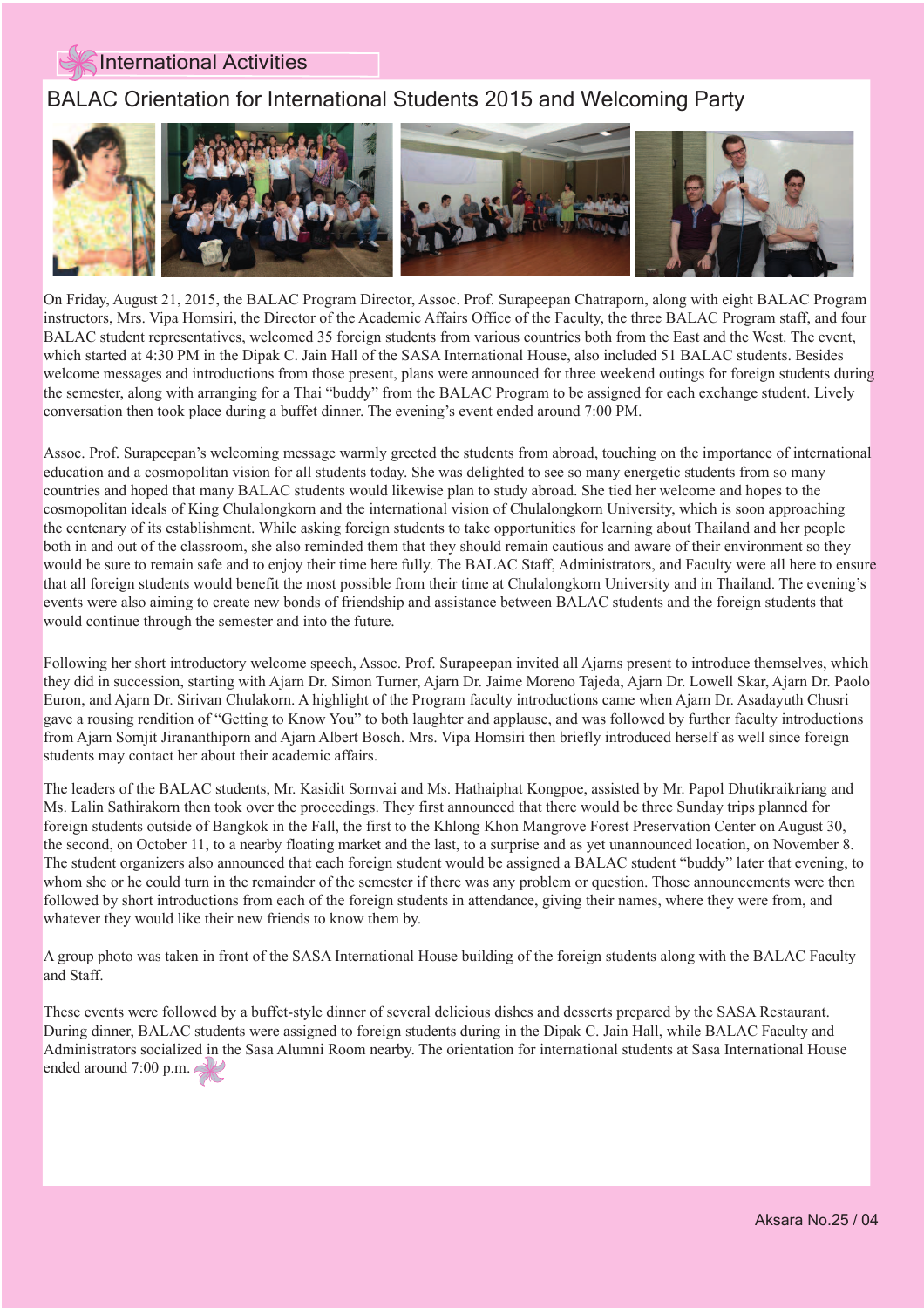## International Activities

# BALAC Orientation for International Students 2015 and Welcoming Party

On Friday, August 21, 2015, the BALAC Program Director, Assoc. Prof. Surapeepan Chatraporn, along with eight BALAC Program instructors, Mrs. Vipa Homsiri, the Director of the Academic Affairs Office of the Faculty, the three BALAC Program staff, and four BALAC student representatives, welcomed 35 foreign students from various countries both from the East and the West. The event, which started at 4:30 PM in the Dipak C. Jain Hall of the SASA International House, also included 51 BALAC students. Besides welcome messages and introductions from those present, plans were announced for three weekend outings for foreign students during the semester, along with arranging for a Thai "buddy" from the BALAC Program to be assigned for each exchange student. Lively conversation then took place during a buffet dinner. The evening's event ended around 7:00 PM.

Assoc. Prof. Surapeepan's welcoming message warmly greeted the students from abroad, touching on the importance of international education and a cosmopolitan vision for all students today. She was delighted to see so many energetic students from so many countries and hoped that many BALAC students would likewise plan to study abroad. She tied her welcome and hopes to the cosmopolitan ideals of King Chulalongkorn and the international vision of Chulalongkorn University, which is soon approaching the centenary of its establishment. While asking foreign students to take opportunities for learning about Thailand and her people both in and out of the classroom, she also reminded them that they should remain cautious and aware of their environment so they would be sure to remain safe and to enjoy their time here fully. The BALAC Staff, Administrators, and Faculty were all here to ensure that all foreign students would benefit the most possible from their time at Chulalongkorn University and in Thailand. The evening's events were also aiming to create new bonds of friendship and assistance between BALAC students and the foreign students that would continue through the semester and into the future.

Following her short introductory welcome speech, Assoc. Prof. Surapeepan invited all Ajarns present to introduce themselves, which they did in succession, starting with Ajarn Dr. Simon Turner, Ajarn Dr. Jaime Moreno Tajeda, Ajarn Dr. Lowell Skar, Ajarn Dr. Paolo Euron, and Ajarn Dr. Sirivan Chulakorn. A highlight of the Program faculty introductions came when Ajarn Dr. Asadayuth Chusri gave a rousing rendition of "Getting to Know You" to both laughter and applause, and was followed by further faculty introductions from Ajarn Somjit Jirananthiporn and Ajarn Albert Bosch. Mrs. Vipa Homsiri then briefly introduced herself as well since foreign students may contact her about their academic affairs.

The leaders of the BALAC students, Mr. Kasidit Sornvai and Ms. Hathaiphat Kongpoe, assisted by Mr. Papol Dhutikraikriang and Ms. Lalin Sathirakorn then took over the proceedings. They first announced that there would be three Sunday trips planned for foreign students outside of Bangkok in the Fall, the first to the Khlong Khon Mangrove Forest Preservation Center on August 30, the second, on October 11, to a nearby floating market and the last, to a surprise and as yet unannounced location, on November 8. The student organizers also announced that each foreign student would be assigned a BALAC student "buddy" later that evening, to whom she or he could turn in the remainder of the semester if there was any problem or question. Those announcements were then followed by short introductions from each of the foreign students in attendance, giving their names, where they were from, and whatever they would like their new friends to know them by.

A group photo was taken in front of the SASA International House building of the foreign students along with the BALAC Faculty and Staff.

These events were followed by a buffet-style dinner of several delicious dishes and desserts prepared by the SASA Restaurant. During dinner, BALAC students were assigned to foreign students during in the Dipak C. Jain Hall, while BALAC Faculty and Administrators socialized in the Sasa Alumni Room nearby. The orientation for international students at Sasa International House ended around 7:00 p.m.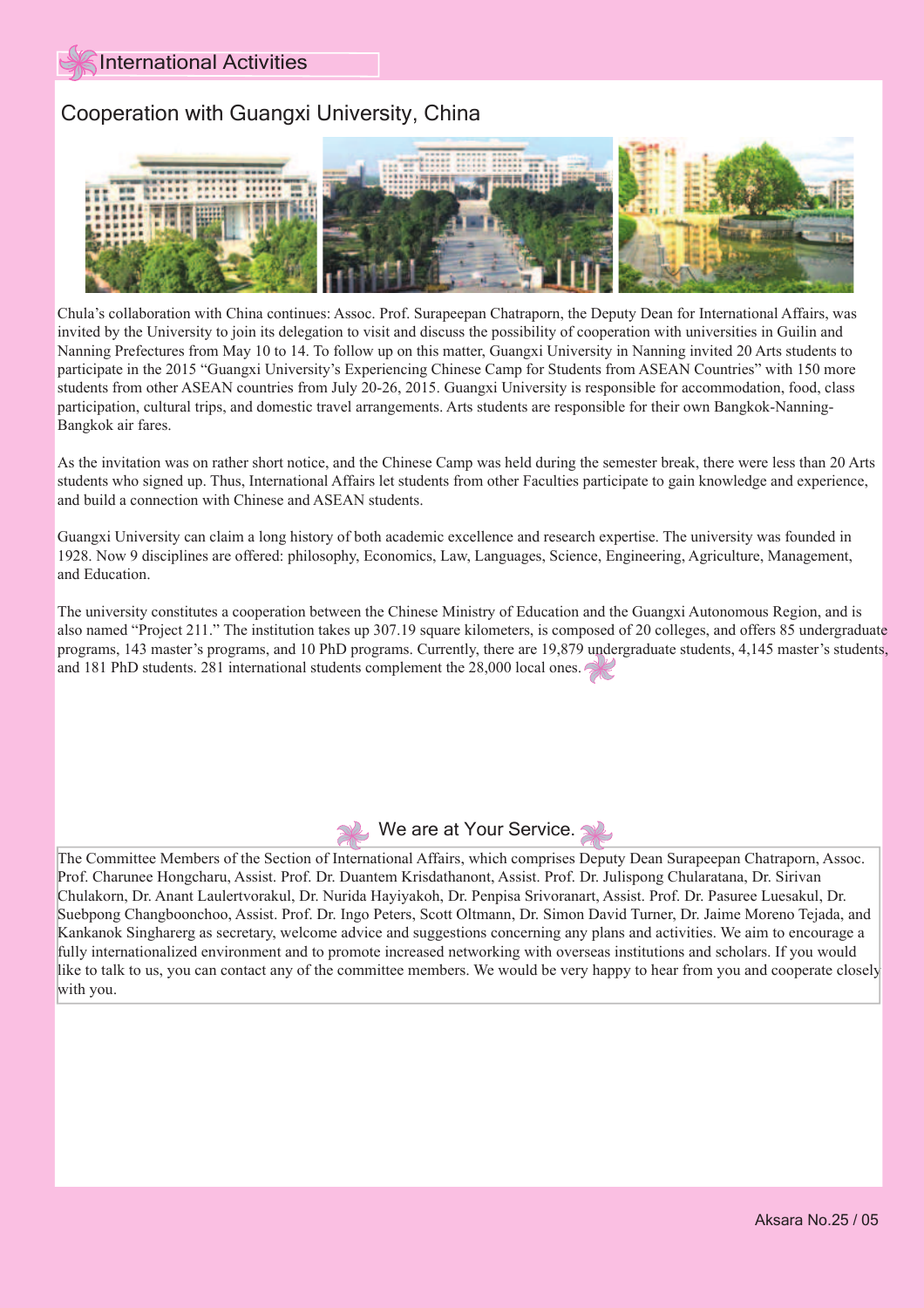## International Activities

# Cooperation with Guangxi University, China

Chula's collaboration with China continues: Assoc. Prof. Surapeepan Chatraporn, the Deputy Dean for International Affairs, was invited by the University to join its delegation to visit and discuss the possibility of cooperation with universities in Guilin and Nanning Prefectures from May 10 to 14. To follow up on this matter, Guangxi University in Nanning invited 20 Arts students to participate in the 2015 "Guangxi University's Experiencing Chinese Camp for Students from ASEAN Countries" with 150 more students from other ASEAN countries from July 20-26, 2015. Guangxi University is responsible for accommodation, food, class participation, cultural trips, and domestic travel arrangements. Arts students are responsible for their own Bangkok-Nanning-Bangkok air fares.

As the invitation was on rather short notice, and the Chinese Camp was held during the semester break, there were less than 20 Arts students who signed up. Thus, International Affairs let students from other Faculties participate to gain knowledge and experience, and build a connection with Chinese and ASEAN students.

Guangxi University can claim a long history of both academic excellence and research expertise. The university was founded in 1928. Now 9 disciplines are offered: philosophy, Economics, Law, Languages, Science, Engineering, Agriculture, Management, and Education.

The university constitutes a cooperation between the Chinese Ministry of Education and the Guangxi Autonomous Region, and is also named "Project 211." The institution takes up 307.19 square kilometers, is composed of 20 colleges, and offers 85 undergraduate programs, 143 master's programs, and 10 PhD programs. Currently, there are 19,879 undergraduate students, 4,145 master's students, and 181 PhD students. 281 international students complement the 28,000 local ones.

## We are at Your Service.

The Committee Members of the Section of International Affairs, which comprises Deputy Dean Surapeepan Chatraporn, Assoc. Prof. Charunee Hongcharu, Assist. Prof. Dr. Duantem Krisdathanont, Assist. Prof. Dr. Julispong Chularatana, Dr. Sirivan Chulakorn, Dr. Anant Laulertvorakul, Dr. Nurida Hayiyakoh, Dr. Penpisa Srivoranart, Assist. Prof. Dr. Pasuree Luesakul, Dr. Suebpong Changboonchoo, Assist. Prof. Dr. Ingo Peters, Scott Oltmann, Dr. Simon David Turner, Dr. Jaime Moreno Tejada, and Kankanok Singharerg as secretary, welcome advice and suggestions concerning any plans and activities. We aim to encourage a fully internationalized environment and to promote increased networking with overseas institutions and scholars. If you would like to talk to us, you can contact any of the committee members. We would be very happy to hear from you and cooperate closely with you.